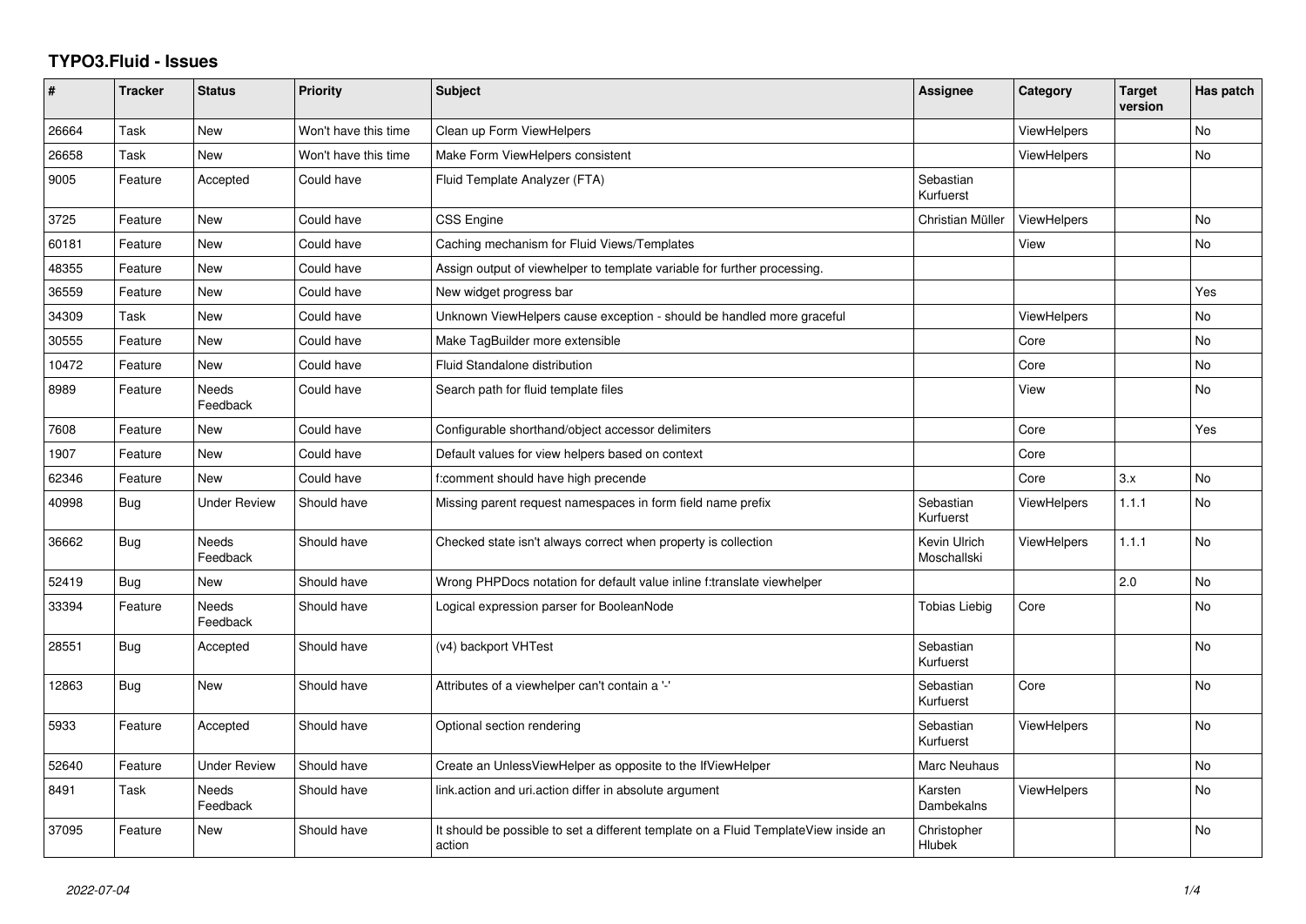# TYPO3.Fluid - Issues

| # | Tracker | Status | Priority | Subject | Assignee | Category | Target version | Has patch |
|---|---|---|---|---|---|---|---|---|
| 26664 | Task | New | Won't have this time | Clean up Form ViewHelpers | | ViewHelpers | | No |
| 26658 | Task | New | Won't have this time | Make Form ViewHelpers consistent | | ViewHelpers | | No |
| 9005 | Feature | Accepted | Could have | Fluid Template Analyzer (FTA) | Sebastian Kurfuerst | | | |
| 3725 | Feature | New | Could have | CSS Engine | Christian Müller | ViewHelpers | | No |
| 60181 | Feature | New | Could have | Caching mechanism for Fluid Views/Templates | | View | | No |
| 48355 | Feature | New | Could have | Assign output of viewhelper to template variable for further processing. | | | | |
| 36559 | Feature | New | Could have | New widget progress bar | | | | Yes |
| 34309 | Task | New | Could have | Unknown ViewHelpers cause exception - should be handled more graceful | | ViewHelpers | | No |
| 30555 | Feature | New | Could have | Make TagBuilder more extensible | | Core | | No |
| 10472 | Feature | New | Could have | Fluid Standalone distribution | | Core | | No |
| 8989 | Feature | Needs Feedback | Could have | Search path for fluid template files | | View | | No |
| 7608 | Feature | New | Could have | Configurable shorthand/object accessor delimiters | | Core | | Yes |
| 1907 | Feature | New | Could have | Default values for view helpers based on context | | Core | | |
| 62346 | Feature | New | Could have | f:comment should have high precende | | Core | 3.x | No |
| 40998 | Bug | Under Review | Should have | Missing parent request namespaces in form field name prefix | Sebastian Kurfuerst | ViewHelpers | 1.1.1 | No |
| 36662 | Bug | Needs Feedback | Should have | Checked state isn't always correct when property is collection | Kevin Ulrich Moschallski | ViewHelpers | 1.1.1 | No |
| 52419 | Bug | New | Should have | Wrong PHPDocs notation for default value inline f:translate viewhelper | | | 2.0 | No |
| 33394 | Feature | Needs Feedback | Should have | Logical expression parser for BooleanNode | Tobias Liebig | Core | | No |
| 28551 | Bug | Accepted | Should have | (v4) backport VHTest | Sebastian Kurfuerst | | | No |
| 12863 | Bug | New | Should have | Attributes of a viewhelper can't contain a '-' | Sebastian Kurfuerst | Core | | No |
| 5933 | Feature | Accepted | Should have | Optional section rendering | Sebastian Kurfuerst | ViewHelpers | | No |
| 52640 | Feature | Under Review | Should have | Create an UnlessViewHelper as opposite to the IfViewHelper | Marc Neuhaus | | | No |
| 8491 | Task | Needs Feedback | Should have | link.action and uri.action differ in absolute argument | Karsten Dambekalns | ViewHelpers | | No |
| 37095 | Feature | New | Should have | It should be possible to set a different template on a Fluid TemplateView inside an action | Christopher Hlubek | | | No |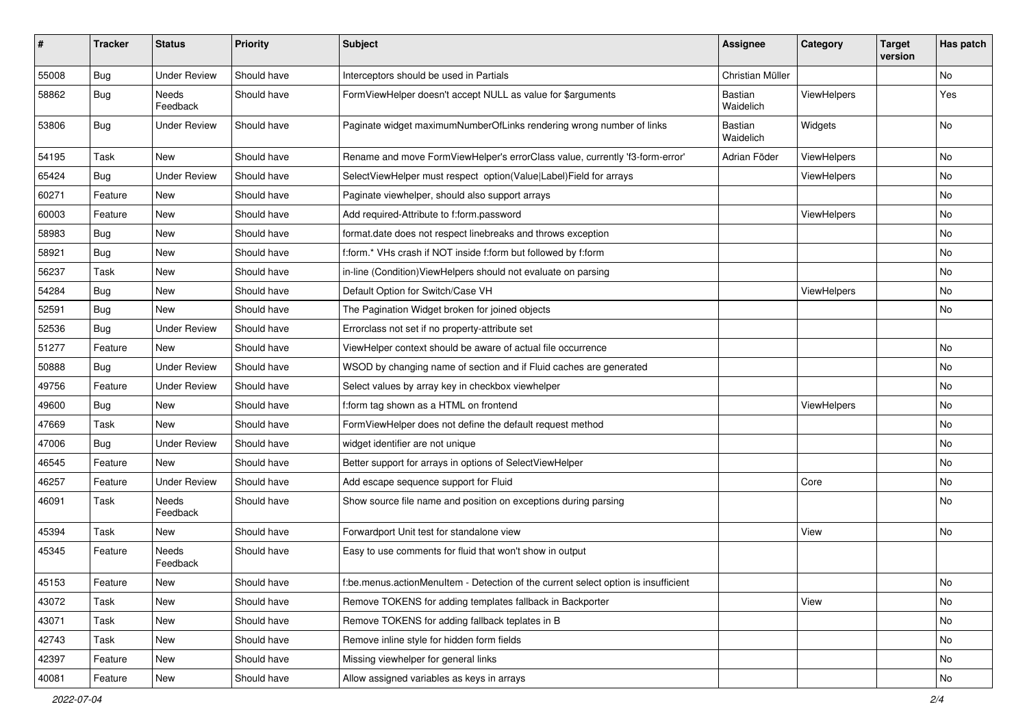| # | Tracker | Status | Priority | Subject | Assignee | Category | Target version | Has patch |
| --- | --- | --- | --- | --- | --- | --- | --- | --- |
| 55008 | Bug | Under Review | Should have | Interceptors should be used in Partials | Christian Müller | | | No |
| 58862 | Bug | Needs Feedback | Should have | FormViewHelper doesn't accept NULL as value for $arguments | Bastian Waidelich | ViewHelpers | | Yes |
| 53806 | Bug | Under Review | Should have | Paginate widget maximumNumberOfLinks rendering wrong number of links | Bastian Waidelich | Widgets | | No |
| 54195 | Task | New | Should have | Rename and move FormViewHelper's errorClass value, currently 'f3-form-error' | Adrian Föder | ViewHelpers | | No |
| 65424 | Bug | Under Review | Should have | SelectViewHelper must respect option(Value\|Label)Field for arrays | | ViewHelpers | | No |
| 60271 | Feature | New | Should have | Paginate viewhelper, should also support arrays | | | | No |
| 60003 | Feature | New | Should have | Add required-Attribute to f:form.password | | ViewHelpers | | No |
| 58983 | Bug | New | Should have | format.date does not respect linebreaks and throws exception | | | | No |
| 58921 | Bug | New | Should have | f:form.* VHs crash if NOT inside f:form but followed by f:form | | | | No |
| 56237 | Task | New | Should have | in-line (Condition)ViewHelpers should not evaluate on parsing | | | | No |
| 54284 | Bug | New | Should have | Default Option for Switch/Case VH | | ViewHelpers | | No |
| 52591 | Bug | New | Should have | The Pagination Widget broken for joined objects | | | | No |
| 52536 | Bug | Under Review | Should have | Errorclass not set if no property-attribute set | | | | |
| 51277 | Feature | New | Should have | ViewHelper context should be aware of actual file occurrence | | | | No |
| 50888 | Bug | Under Review | Should have | WSOD by changing name of section and if Fluid caches are generated | | | | No |
| 49756 | Feature | Under Review | Should have | Select values by array key in checkbox viewhelper | | | | No |
| 49600 | Bug | New | Should have | f:form tag shown as a HTML on frontend | | ViewHelpers | | No |
| 47669 | Task | New | Should have | FormViewHelper does not define the default request method | | | | No |
| 47006 | Bug | Under Review | Should have | widget identifier are not unique | | | | No |
| 46545 | Feature | New | Should have | Better support for arrays in options of SelectViewHelper | | | | No |
| 46257 | Feature | Under Review | Should have | Add escape sequence support for Fluid | | Core | | No |
| 46091 | Task | Needs Feedback | Should have | Show source file name and position on exceptions during parsing | | | | No |
| 45394 | Task | New | Should have | Forwardport Unit test for standalone view | | View | | No |
| 45345 | Feature | Needs Feedback | Should have | Easy to use comments for fluid that won't show in output | | | | |
| 45153 | Feature | New | Should have | f:be.menus.actionMenuItem - Detection of the current select option is insufficient | | | | No |
| 43072 | Task | New | Should have | Remove TOKENS for adding templates fallback in Backporter | | View | | No |
| 43071 | Task | New | Should have | Remove TOKENS for adding fallback teplates in B | | | | No |
| 42743 | Task | New | Should have | Remove inline style for hidden form fields | | | | No |
| 42397 | Feature | New | Should have | Missing viewhelper for general links | | | | No |
| 40081 | Feature | New | Should have | Allow assigned variables as keys in arrays | | | | No |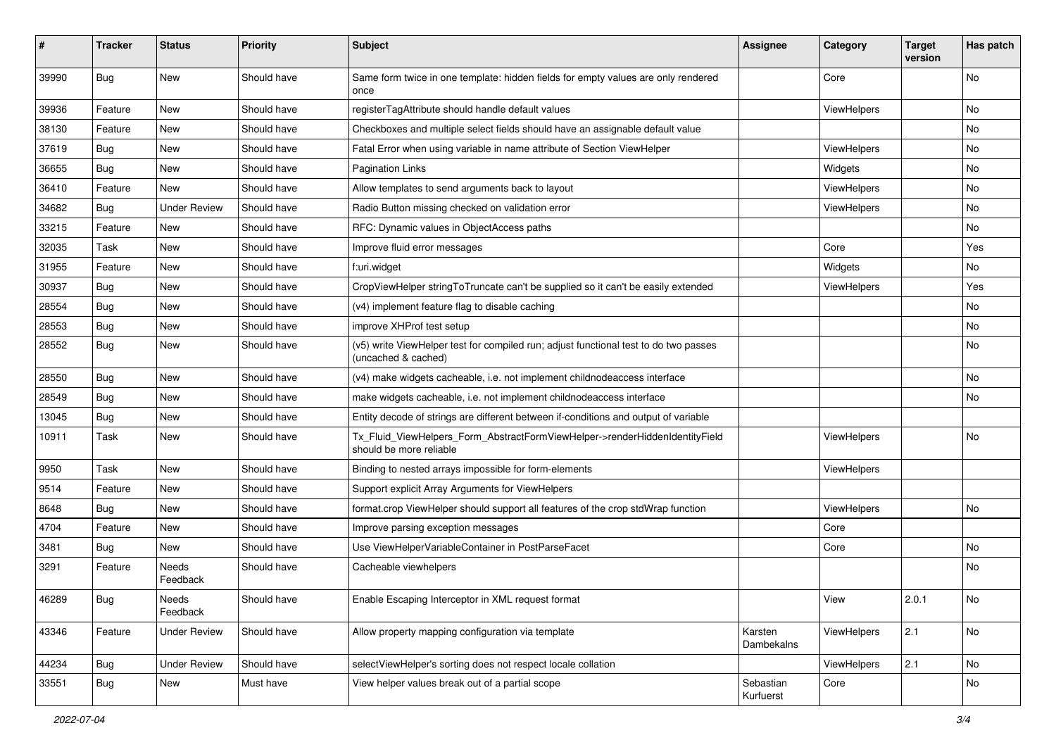| # | Tracker | Status | Priority | Subject | Assignee | Category | Target version | Has patch |
|---|---|---|---|---|---|---|---|---|
| 39990 | Bug | New | Should have | Same form twice in one template: hidden fields for empty values are only rendered once | | Core | | No |
| 39936 | Feature | New | Should have | registerTagAttribute should handle default values | | ViewHelpers | | No |
| 38130 | Feature | New | Should have | Checkboxes and multiple select fields should have an assignable default value | | | | No |
| 37619 | Bug | New | Should have | Fatal Error when using variable in name attribute of Section ViewHelper | | ViewHelpers | | No |
| 36655 | Bug | New | Should have | Pagination Links | | Widgets | | No |
| 36410 | Feature | New | Should have | Allow templates to send arguments back to layout | | ViewHelpers | | No |
| 34682 | Bug | Under Review | Should have | Radio Button missing checked on validation error | | ViewHelpers | | No |
| 33215 | Feature | New | Should have | RFC: Dynamic values in ObjectAccess paths | | | | No |
| 32035 | Task | New | Should have | Improve fluid error messages | | Core | | Yes |
| 31955 | Feature | New | Should have | f:uri.widget | | Widgets | | No |
| 30937 | Bug | New | Should have | CropViewHelper stringToTruncate can't be supplied so it can't be easily extended | | ViewHelpers | | Yes |
| 28554 | Bug | New | Should have | (v4) implement feature flag to disable caching | | | | No |
| 28553 | Bug | New | Should have | improve XHProf test setup | | | | No |
| 28552 | Bug | New | Should have | (v5) write ViewHelper test for compiled run; adjust functional test to do two passes (uncached & cached) | | | | No |
| 28550 | Bug | New | Should have | (v4) make widgets cacheable, i.e. not implement childnodeaccess interface | | | | No |
| 28549 | Bug | New | Should have | make widgets cacheable, i.e. not implement childnodeaccess interface | | | | No |
| 13045 | Bug | New | Should have | Entity decode of strings are different between if-conditions and output of variable | | | | |
| 10911 | Task | New | Should have | Tx_Fluid_ViewHelpers_Form_AbstractFormViewHelper->renderHiddenIdentityField should be more reliable | | ViewHelpers | | No |
| 9950 | Task | New | Should have | Binding to nested arrays impossible for form-elements | | ViewHelpers | | |
| 9514 | Feature | New | Should have | Support explicit Array Arguments for ViewHelpers | | | | |
| 8648 | Bug | New | Should have | format.crop ViewHelper should support all features of the crop stdWrap function | | ViewHelpers | | No |
| 4704 | Feature | New | Should have | Improve parsing exception messages | | Core | | |
| 3481 | Bug | New | Should have | Use ViewHelperVariableContainer in PostParseFacet | | Core | | No |
| 3291 | Feature | Needs Feedback | Should have | Cacheable viewhelpers | | | | No |
| 46289 | Bug | Needs Feedback | Should have | Enable Escaping Interceptor in XML request format | | View | 2.0.1 | No |
| 43346 | Feature | Under Review | Should have | Allow property mapping configuration via template | Karsten Dambekalns | ViewHelpers | 2.1 | No |
| 44234 | Bug | Under Review | Should have | selectViewHelper's sorting does not respect locale collation | | ViewHelpers | 2.1 | No |
| 33551 | Bug | New | Must have | View helper values break out of a partial scope | Sebastian Kurfuerst | Core | | No |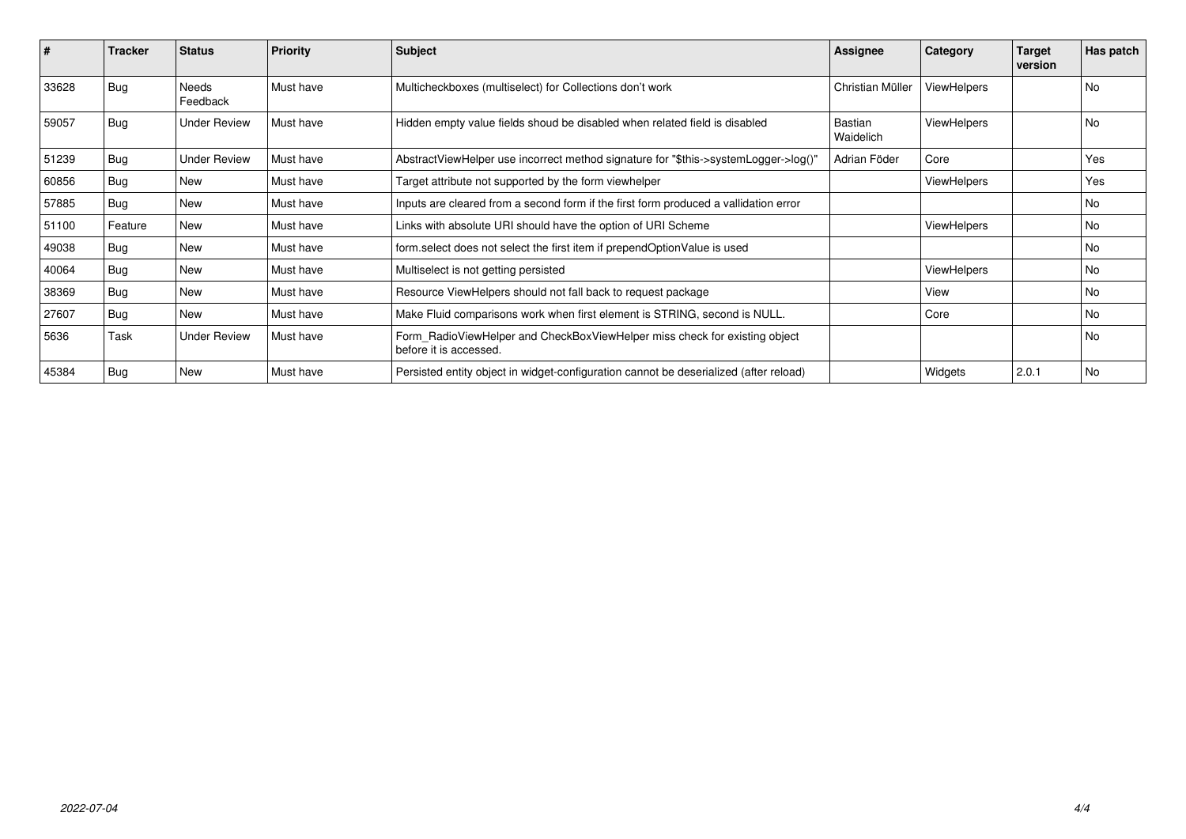| # | Tracker | Status | Priority | Subject | Assignee | Category | Target version | Has patch |
|---|---|---|---|---|---|---|---|---|
| 33628 | Bug | Needs Feedback | Must have | Multicheckboxes (multiselect) for Collections don't work | Christian Müller | ViewHelpers | | No |
| 59057 | Bug | Under Review | Must have | Hidden empty value fields shoud be disabled when related field is disabled | Bastian Waidelich | ViewHelpers | | No |
| 51239 | Bug | Under Review | Must have | AbstractViewHelper use incorrect method signature for "$this->systemLogger->log()" | Adrian Föder | Core | | Yes |
| 60856 | Bug | New | Must have | Target attribute not supported by the form viewhelper | | ViewHelpers | | Yes |
| 57885 | Bug | New | Must have | Inputs are cleared from a second form if the first form produced a vallidation error | | | | No |
| 51100 | Feature | New | Must have | Links with absolute URI should have the option of URI Scheme | | ViewHelpers | | No |
| 49038 | Bug | New | Must have | form.select does not select the first item if prependOptionValue is used | | | | No |
| 40064 | Bug | New | Must have | Multiselect is not getting persisted | | ViewHelpers | | No |
| 38369 | Bug | New | Must have | Resource ViewHelpers should not fall back to request package | | View | | No |
| 27607 | Bug | New | Must have | Make Fluid comparisons work when first element is STRING, second is NULL. | | Core | | No |
| 5636 | Task | Under Review | Must have | Form_RadioViewHelper and CheckBoxViewHelper miss check for existing object before it is accessed. | | | | No |
| 45384 | Bug | New | Must have | Persisted entity object in widget-configuration cannot be deserialized (after reload) | | Widgets | 2.0.1 | No |